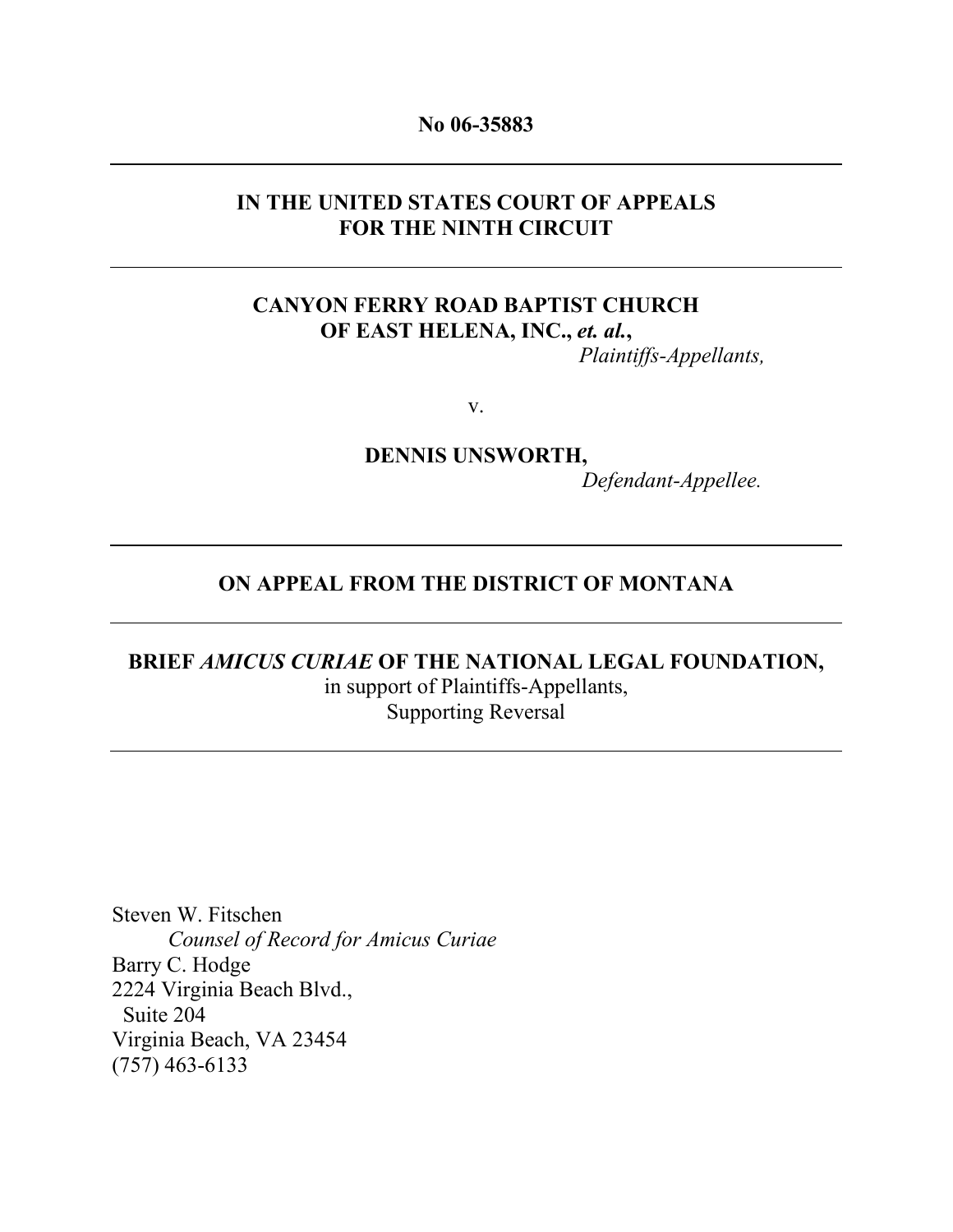**No 06-35883**

---

**IN THE UNITED STATES COURT OF APPEALS**
**FOR THE NINTH CIRCUIT**

---

**CANYON FERRY ROAD BAPTIST CHURCH**
**OF EAST HELENA, INC.,** ***et. al.*****,**
*Plaintiffs-Appellants,*

v.

**DENNIS UNSWORTH,**
*Defendant-Appellee.*

---

**ON APPEAL FROM THE DISTRICT OF MONTANA**

---

**BRIEF** ***AMICUS CURIAE*** **OF THE NATIONAL LEGAL FOUNDATION,**
in support of Plaintiffs-Appellants,
Supporting Reversal

---

Steven W. Fitschen
*Counsel of Record for Amicus Curiae*
Barry C. Hodge
2224 Virginia Beach Blvd.,
Suite 204
Virginia Beach, VA 23454
(757) 463-6133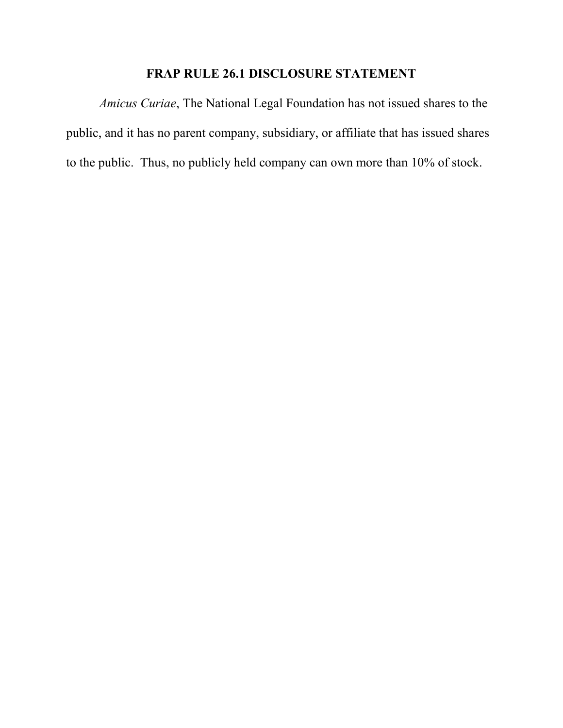# FRAP RULE 26.1 DISCLOSURE STATEMENT

*Amicus Curiae*, The National Legal Foundation has not issued shares to the public, and it has no parent company, subsidiary, or affiliate that has issued shares to the public. Thus, no publicly held company can own more than 10% of stock.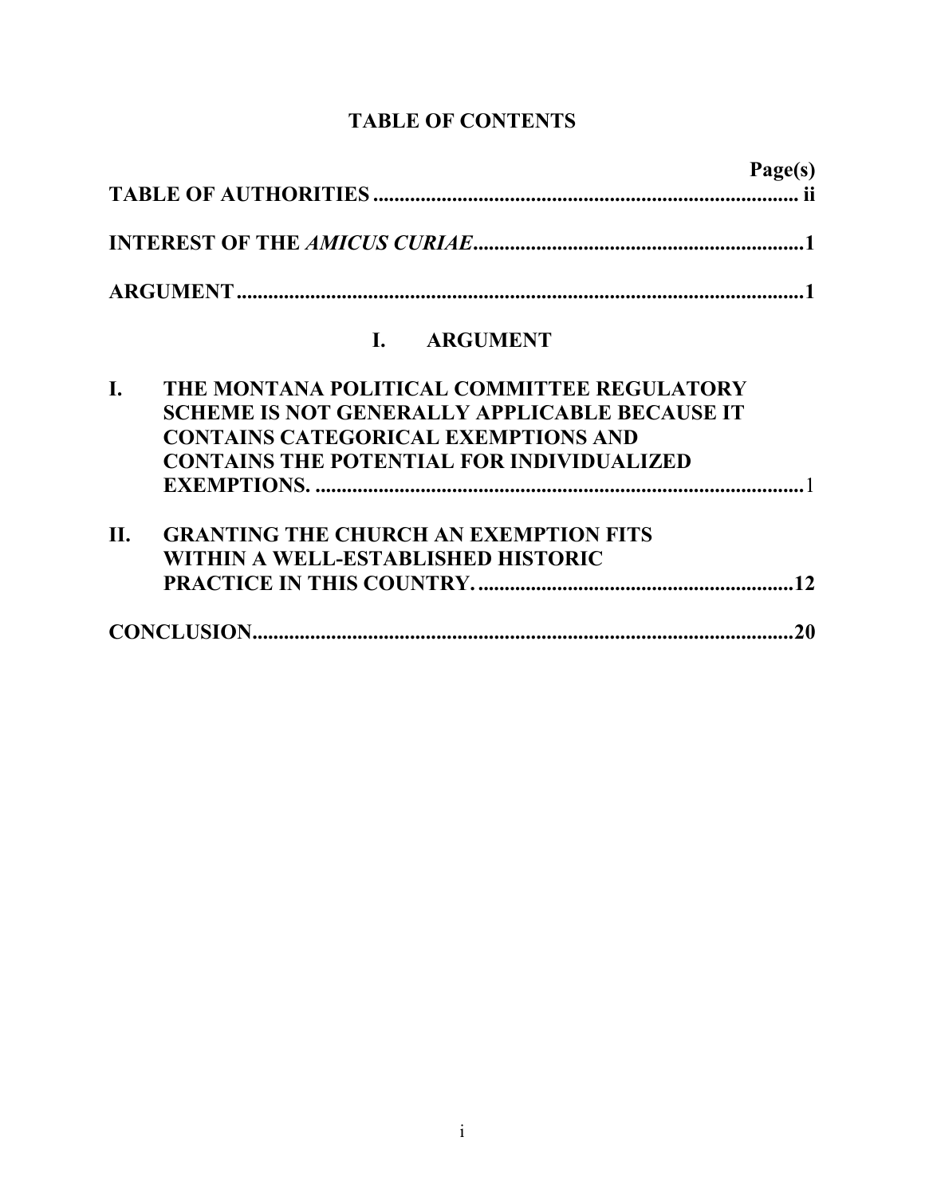# TABLE OF CONTENTS

| | Page(s) |
|---|---|
| **TABLE OF AUTHORITIES** | **ii** |
| **INTEREST OF THE *AMICUS CURIAE*** | **1** |
| **ARGUMENT** | **1** |

## I. ARGUMENT

| | | |
|---|---|---|
| **I.** | **THE MONTANA POLITICAL COMMITTEE REGULATORY SCHEME IS NOT GENERALLY APPLICABLE BECAUSE IT CONTAINS CATEGORICAL EXEMPTIONS AND CONTAINS THE POTENTIAL FOR INDIVIDUALIZED EXEMPTIONS.** | 1 |
| **II.** | **GRANTING THE CHURCH AN EXEMPTION FITS WITHIN A WELL-ESTABLISHED HISTORIC PRACTICE IN THIS COUNTRY.** | **12** |

| | |
|---|---|
| **CONCLUSION** | **20** |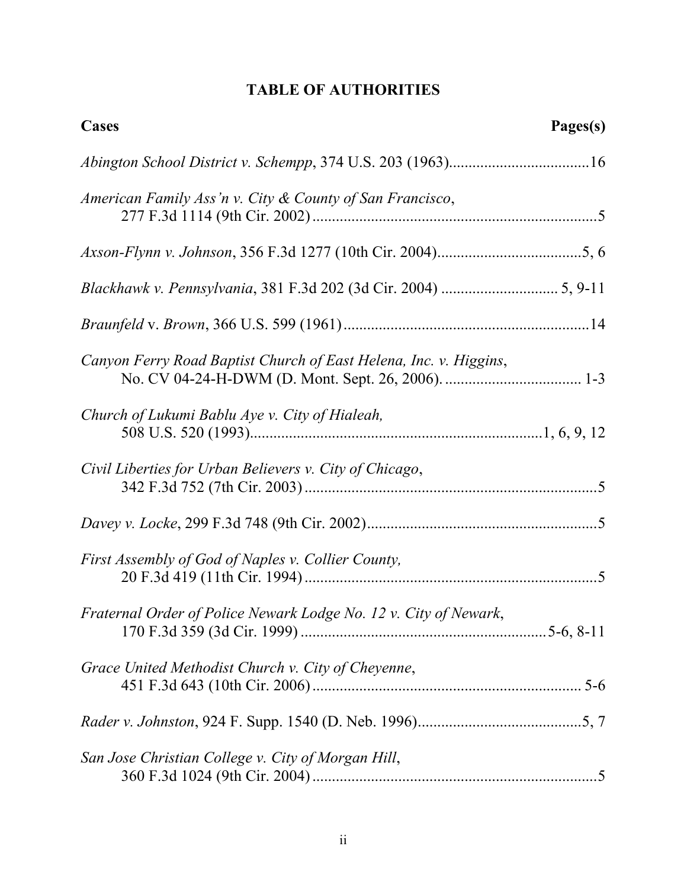## TABLE OF AUTHORITIES

| Cases | Pages(s) |
| --- | --- |
| *Abington School District v. Schempp*, 374 U.S. 203 (1963) | 16 |
| *American Family Ass'n v. City & County of San Francisco*, 277 F.3d 1114 (9th Cir. 2002) | 5 |
| *Axson-Flynn v. Johnson*, 356 F.3d 1277 (10th Cir. 2004) | 5, 6 |
| *Blackhawk v. Pennsylvania*, 381 F.3d 202 (3d Cir. 2004) | 5, 9-11 |
| *Braunfeld* v. *Brown*, 366 U.S. 599 (1961) | 14 |
| *Canyon Ferry Road Baptist Church of East Helena, Inc. v. Higgins*, No. CV 04-24-H-DWM (D. Mont. Sept. 26, 2006). | 1-3 |
| *Church of Lukumi Bablu Aye v. City of Hialeah,* 508 U.S. 520 (1993) | 1, 6, 9, 12 |
| *Civil Liberties for Urban Believers v. City of Chicago*, 342 F.3d 752 (7th Cir. 2003) | 5 |
| *Davey v. Locke*, 299 F.3d 748 (9th Cir. 2002) | 5 |
| *First Assembly of God of Naples v. Collier County,* 20 F.3d 419 (11th Cir. 1994) | 5 |
| *Fraternal Order of Police Newark Lodge No. 12 v. City of Newark*, 170 F.3d 359 (3d Cir. 1999) | 5-6, 8-11 |
| *Grace United Methodist Church v. City of Cheyenne*, 451 F.3d 643 (10th Cir. 2006) | 5-6 |
| *Rader v. Johnston*, 924 F. Supp. 1540 (D. Neb. 1996) | 5, 7 |
| *San Jose Christian College v. City of Morgan Hill*, 360 F.3d 1024 (9th Cir. 2004) | 5 |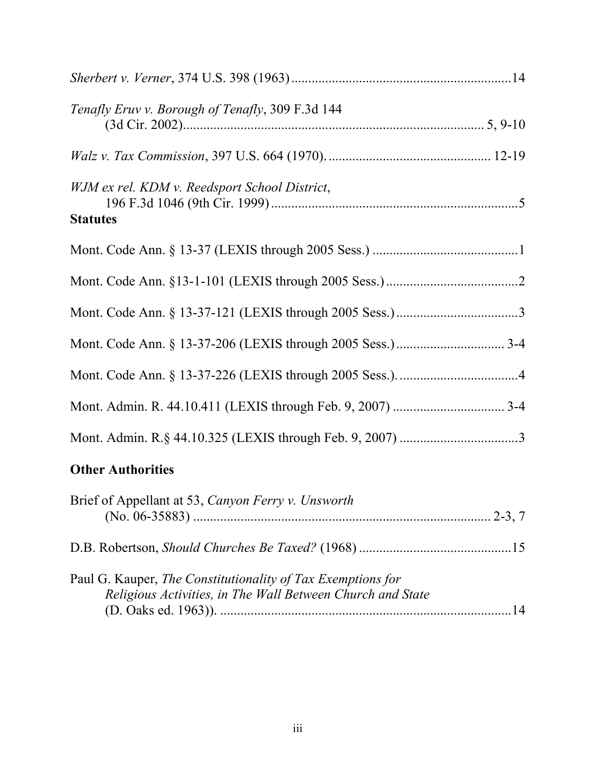*Sherbert v. Verner*, 374 U.S. 398 (1963) ................................................................14

*Tenafly Eruv v. Borough of Tenafly*, 309 F.3d 144 (3d Cir. 2002)........................................................................................ 5, 9-10

*Walz v. Tax Commission*, 397 U.S. 664 (1970). ............................................... 12-19

*WJM ex rel. KDM v. Reedsport School District*, 196 F.3d 1046 (9th Cir. 1999) ........................................................................5

**Statutes**

Mont. Code Ann. § 13-37 (LEXIS through 2005 Sess.) ...........................................1

Mont. Code Ann. §13-1-101 (LEXIS through 2005 Sess.) .......................................2

Mont. Code Ann. § 13-37-121 (LEXIS through 2005 Sess.) ....................................3

Mont. Code Ann. § 13-37-206 (LEXIS through 2005 Sess.) ................................ 3-4

Mont. Code Ann. § 13-37-226 (LEXIS through 2005 Sess.). ...................................4

Mont. Admin. R. 44.10.411 (LEXIS through Feb. 9, 2007) ................................. 3-4

Mont. Admin. R.§ 44.10.325 (LEXIS through Feb. 9, 2007) ..................................3

**Other Authorities**

Brief of Appellant at 53, *Canyon Ferry v. Unsworth* (No. 06-35883) ...................................................................................... 2-3, 7

D.B. Robertson, *Should Churches Be Taxed?* (1968) .............................................15

Paul G. Kauper, *The Constitutionality of Tax Exemptions for Religious Activities, in The Wall Between Church and State* (D. Oaks ed. 1963)). ......................................................................................14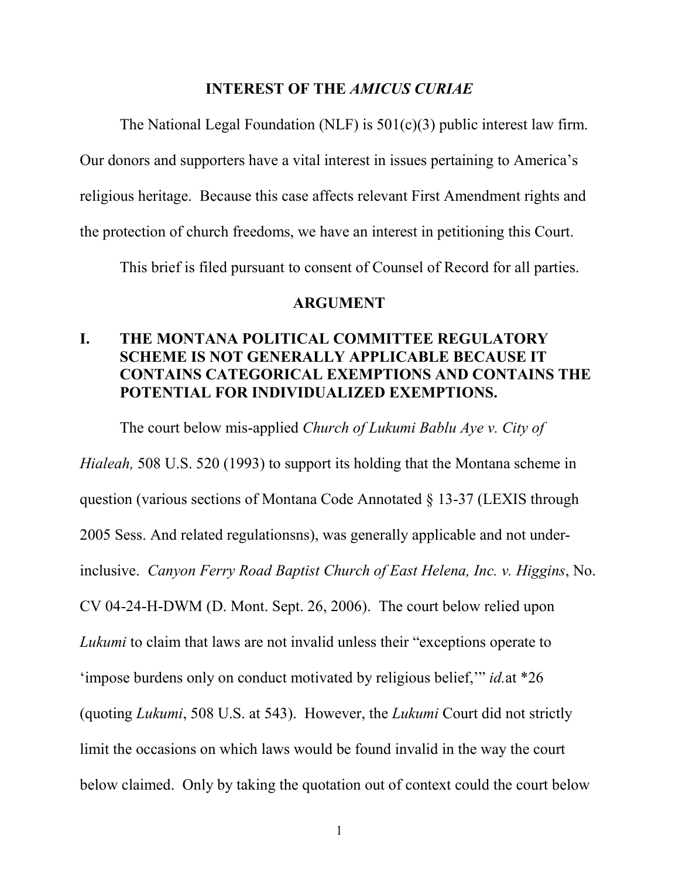## INTEREST OF THE *AMICUS CURIAE*

The National Legal Foundation (NLF) is 501(c)(3) public interest law firm. Our donors and supporters have a vital interest in issues pertaining to America's religious heritage. Because this case affects relevant First Amendment rights and the protection of church freedoms, we have an interest in petitioning this Court.

This brief is filed pursuant to consent of Counsel of Record for all parties.

## ARGUMENT

### I. THE MONTANA POLITICAL COMMITTEE REGULATORY SCHEME IS NOT GENERALLY APPLICABLE BECAUSE IT CONTAINS CATEGORICAL EXEMPTIONS AND CONTAINS THE POTENTIAL FOR INDIVIDUALIZED EXEMPTIONS.

The court below mis-applied *Church of Lukumi Bablu Aye v. City of Hialeah,* 508 U.S. 520 (1993) to support its holding that the Montana scheme in question (various sections of Montana Code Annotated § 13-37 (LEXIS through 2005 Sess. And related regulationsns), was generally applicable and not under-inclusive. *Canyon Ferry Road Baptist Church of East Helena, Inc. v. Higgins*, No. CV 04-24-H-DWM (D. Mont. Sept. 26, 2006). The court below relied upon *Lukumi* to claim that laws are not invalid unless their "exceptions operate to 'impose burdens only on conduct motivated by religious belief,'" *id.*at *26 (quoting *Lukumi*, 508 U.S. at 543). However, the *Lukumi* Court did not strictly limit the occasions on which laws would be found invalid in the way the court below claimed. Only by taking the quotation out of context could the court below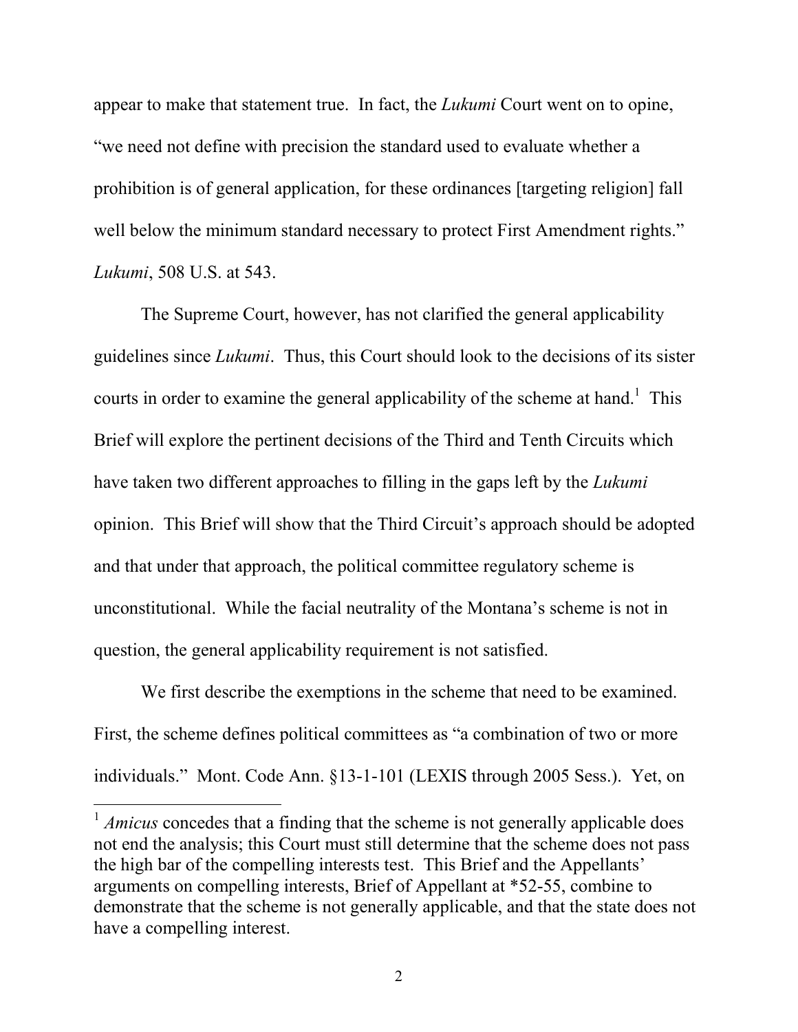appear to make that statement true. In fact, the *Lukumi* Court went on to opine, "we need not define with precision the standard used to evaluate whether a prohibition is of general application, for these ordinances [targeting religion] fall well below the minimum standard necessary to protect First Amendment rights." *Lukumi*, 508 U.S. at 543.

The Supreme Court, however, has not clarified the general applicability guidelines since *Lukumi*. Thus, this Court should look to the decisions of its sister courts in order to examine the general applicability of the scheme at hand.[1] This Brief will explore the pertinent decisions of the Third and Tenth Circuits which have taken two different approaches to filling in the gaps left by the *Lukumi* opinion. This Brief will show that the Third Circuit's approach should be adopted and that under that approach, the political committee regulatory scheme is unconstitutional. While the facial neutrality of the Montana's scheme is not in question, the general applicability requirement is not satisfied.

We first describe the exemptions in the scheme that need to be examined. First, the scheme defines political committees as "a combination of two or more individuals." Mont. Code Ann. §13-1-101 (LEXIS through 2005 Sess.). Yet, on

---

[1] *Amicus* concedes that a finding that the scheme is not generally applicable does not end the analysis; this Court must still determine that the scheme does not pass the high bar of the compelling interests test. This Brief and the Appellants' arguments on compelling interests, Brief of Appellant at *52-55, combine to demonstrate that the scheme is not generally applicable, and that the state does not have a compelling interest.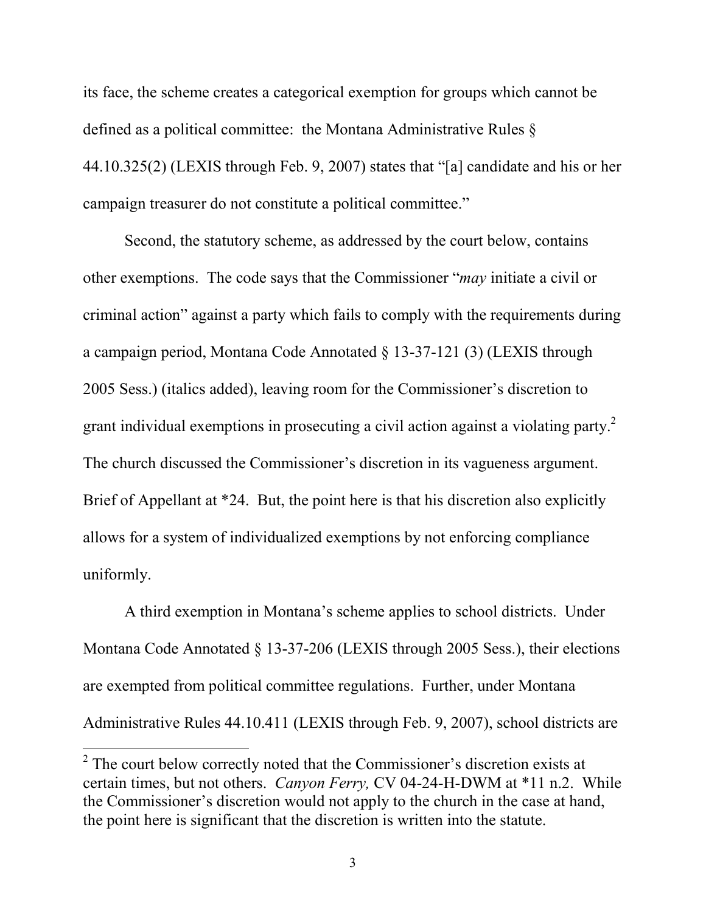its face, the scheme creates a categorical exemption for groups which cannot be defined as a political committee: the Montana Administrative Rules § 44.10.325(2) (LEXIS through Feb. 9, 2007) states that "[a] candidate and his or her campaign treasurer do not constitute a political committee."

Second, the statutory scheme, as addressed by the court below, contains other exemptions. The code says that the Commissioner "*may* initiate a civil or criminal action" against a party which fails to comply with the requirements during a campaign period, Montana Code Annotated § 13-37-121 (3) (LEXIS through 2005 Sess.) (italics added), leaving room for the Commissioner's discretion to grant individual exemptions in prosecuting a civil action against a violating party.[2] The church discussed the Commissioner's discretion in its vagueness argument. Brief of Appellant at *24. But, the point here is that his discretion also explicitly allows for a system of individualized exemptions by not enforcing compliance uniformly.

A third exemption in Montana's scheme applies to school districts. Under Montana Code Annotated § 13-37-206 (LEXIS through 2005 Sess.), their elections are exempted from political committee regulations. Further, under Montana Administrative Rules 44.10.411 (LEXIS through Feb. 9, 2007), school districts are

---

[2] The court below correctly noted that the Commissioner's discretion exists at certain times, but not others. *Canyon Ferry,* CV 04-24-H-DWM at *11 n.2. While the Commissioner's discretion would not apply to the church in the case at hand, the point here is significant that the discretion is written into the statute.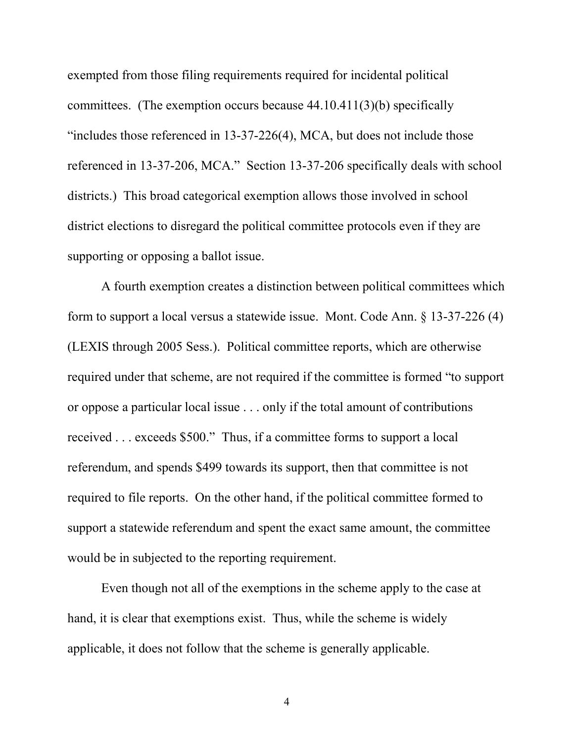exempted from those filing requirements required for incidental political committees. (The exemption occurs because 44.10.411(3)(b) specifically "includes those referenced in 13-37-226(4), MCA, but does not include those referenced in 13-37-206, MCA." Section 13-37-206 specifically deals with school districts.) This broad categorical exemption allows those involved in school district elections to disregard the political committee protocols even if they are supporting or opposing a ballot issue.

A fourth exemption creates a distinction between political committees which form to support a local versus a statewide issue. Mont. Code Ann. § 13-37-226 (4) (LEXIS through 2005 Sess.). Political committee reports, which are otherwise required under that scheme, are not required if the committee is formed "to support or oppose a particular local issue . . . only if the total amount of contributions received . . . exceeds $500." Thus, if a committee forms to support a local referendum, and spends $499 towards its support, then that committee is not required to file reports. On the other hand, if the political committee formed to support a statewide referendum and spent the exact same amount, the committee would be in subjected to the reporting requirement.

Even though not all of the exemptions in the scheme apply to the case at hand, it is clear that exemptions exist. Thus, while the scheme is widely applicable, it does not follow that the scheme is generally applicable.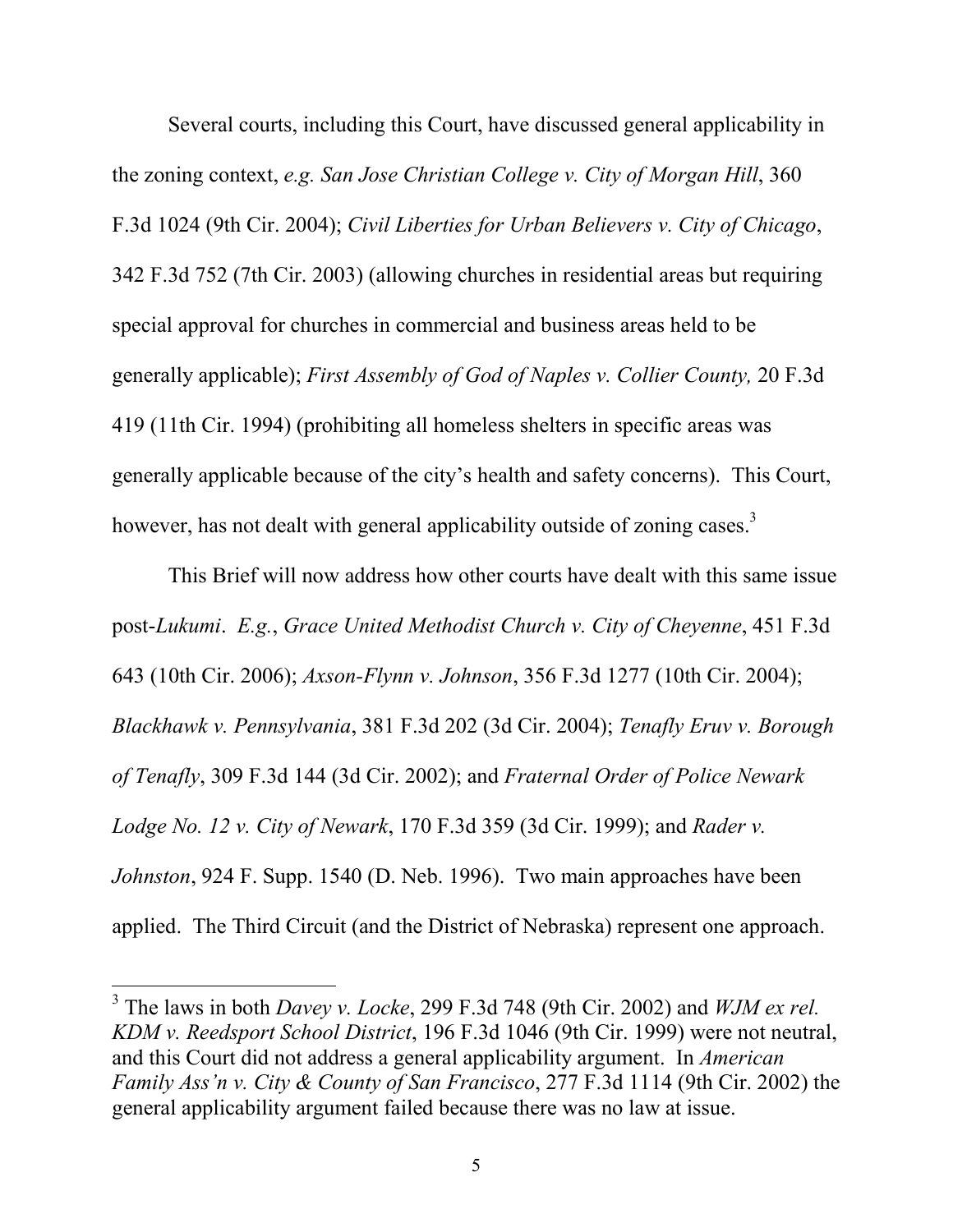Several courts, including this Court, have discussed general applicability in the zoning context, *e.g. San Jose Christian College v. City of Morgan Hill*, 360 F.3d 1024 (9th Cir. 2004); *Civil Liberties for Urban Believers v. City of Chicago*, 342 F.3d 752 (7th Cir. 2003) (allowing churches in residential areas but requiring special approval for churches in commercial and business areas held to be generally applicable); *First Assembly of God of Naples v. Collier County,* 20 F.3d 419 (11th Cir. 1994) (prohibiting all homeless shelters in specific areas was generally applicable because of the city's health and safety concerns). This Court, however, has not dealt with general applicability outside of zoning cases.[3]

This Brief will now address how other courts have dealt with this same issue post-*Lukumi*. *E.g.*, *Grace United Methodist Church v. City of Cheyenne*, 451 F.3d 643 (10th Cir. 2006); *Axson-Flynn v. Johnson*, 356 F.3d 1277 (10th Cir. 2004); *Blackhawk v. Pennsylvania*, 381 F.3d 202 (3d Cir. 2004); *Tenafly Eruv v. Borough of Tenafly*, 309 F.3d 144 (3d Cir. 2002); and *Fraternal Order of Police Newark Lodge No. 12 v. City of Newark*, 170 F.3d 359 (3d Cir. 1999); and *Rader v. Johnston*, 924 F. Supp. 1540 (D. Neb. 1996). Two main approaches have been applied. The Third Circuit (and the District of Nebraska) represent one approach.

---

[3] The laws in both *Davey v. Locke*, 299 F.3d 748 (9th Cir. 2002) and *WJM ex rel. KDM v. Reedsport School District*, 196 F.3d 1046 (9th Cir. 1999) were not neutral, and this Court did not address a general applicability argument. In *American Family Ass'n v. City & County of San Francisco*, 277 F.3d 1114 (9th Cir. 2002) the general applicability argument failed because there was no law at issue.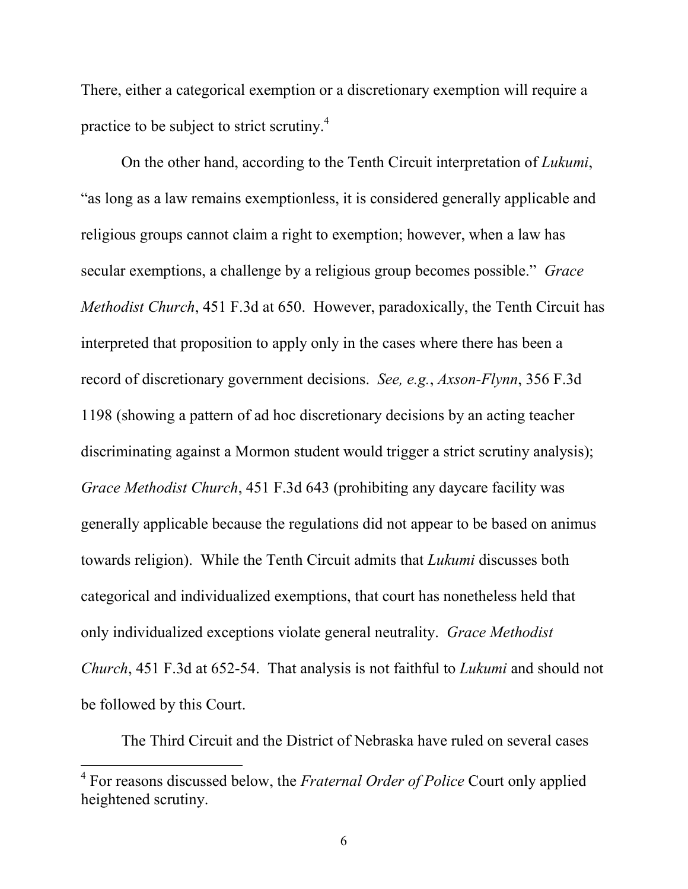There, either a categorical exemption or a discretionary exemption will require a practice to be subject to strict scrutiny.[4]

On the other hand, according to the Tenth Circuit interpretation of *Lukumi*, "as long as a law remains exemptionless, it is considered generally applicable and religious groups cannot claim a right to exemption; however, when a law has secular exemptions, a challenge by a religious group becomes possible." *Grace Methodist Church*, 451 F.3d at 650. However, paradoxically, the Tenth Circuit has interpreted that proposition to apply only in the cases where there has been a record of discretionary government decisions. *See, e.g.*, *Axson-Flynn*, 356 F.3d 1198 (showing a pattern of ad hoc discretionary decisions by an acting teacher discriminating against a Mormon student would trigger a strict scrutiny analysis); *Grace Methodist Church*, 451 F.3d 643 (prohibiting any daycare facility was generally applicable because the regulations did not appear to be based on animus towards religion). While the Tenth Circuit admits that *Lukumi* discusses both categorical and individualized exemptions, that court has nonetheless held that only individualized exceptions violate general neutrality. *Grace Methodist Church*, 451 F.3d at 652-54. That analysis is not faithful to *Lukumi* and should not be followed by this Court.

The Third Circuit and the District of Nebraska have ruled on several cases

---

[4] For reasons discussed below, the *Fraternal Order of Police* Court only applied heightened scrutiny.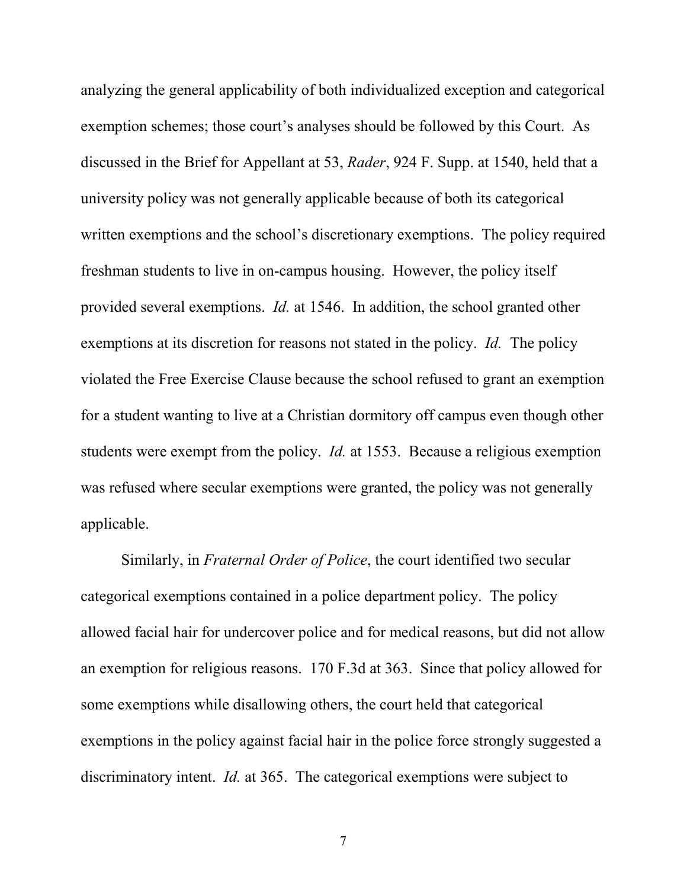analyzing the general applicability of both individualized exception and categorical exemption schemes; those court's analyses should be followed by this Court. As discussed in the Brief for Appellant at 53, *Rader*, 924 F. Supp. at 1540, held that a university policy was not generally applicable because of both its categorical written exemptions and the school's discretionary exemptions. The policy required freshman students to live in on-campus housing. However, the policy itself provided several exemptions. *Id.* at 1546. In addition, the school granted other exemptions at its discretion for reasons not stated in the policy. *Id.* The policy violated the Free Exercise Clause because the school refused to grant an exemption for a student wanting to live at a Christian dormitory off campus even though other students were exempt from the policy. *Id.* at 1553. Because a religious exemption was refused where secular exemptions were granted, the policy was not generally applicable.

Similarly, in *Fraternal Order of Police*, the court identified two secular categorical exemptions contained in a police department policy. The policy allowed facial hair for undercover police and for medical reasons, but did not allow an exemption for religious reasons. 170 F.3d at 363. Since that policy allowed for some exemptions while disallowing others, the court held that categorical exemptions in the policy against facial hair in the police force strongly suggested a discriminatory intent. *Id.* at 365. The categorical exemptions were subject to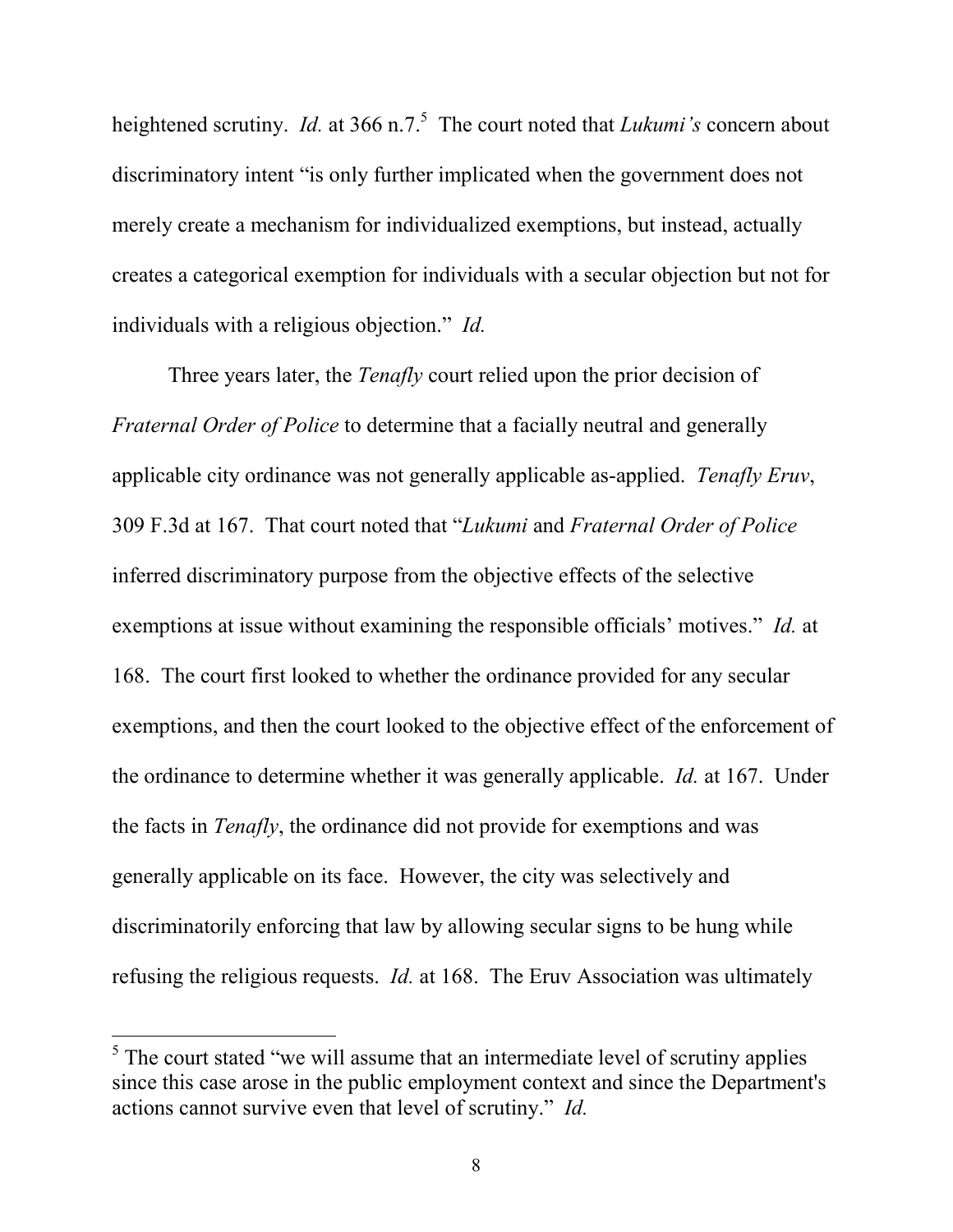heightened scrutiny. *Id.* at 366 n.7.[5] The court noted that *Lukumi's* concern about discriminatory intent "is only further implicated when the government does not merely create a mechanism for individualized exemptions, but instead, actually creates a categorical exemption for individuals with a secular objection but not for individuals with a religious objection." *Id.*

Three years later, the *Tenafly* court relied upon the prior decision of *Fraternal Order of Police* to determine that a facially neutral and generally applicable city ordinance was not generally applicable as-applied. *Tenafly Eruv*, 309 F.3d at 167. That court noted that "*Lukumi* and *Fraternal Order of Police* inferred discriminatory purpose from the objective effects of the selective exemptions at issue without examining the responsible officials' motives." *Id.* at 168. The court first looked to whether the ordinance provided for any secular exemptions, and then the court looked to the objective effect of the enforcement of the ordinance to determine whether it was generally applicable. *Id.* at 167. Under the facts in *Tenafly*, the ordinance did not provide for exemptions and was generally applicable on its face. However, the city was selectively and discriminatorily enforcing that law by allowing secular signs to be hung while refusing the religious requests. *Id.* at 168. The Eruv Association was ultimately

---

[5] The court stated "we will assume that an intermediate level of scrutiny applies since this case arose in the public employment context and since the Department's actions cannot survive even that level of scrutiny." *Id.*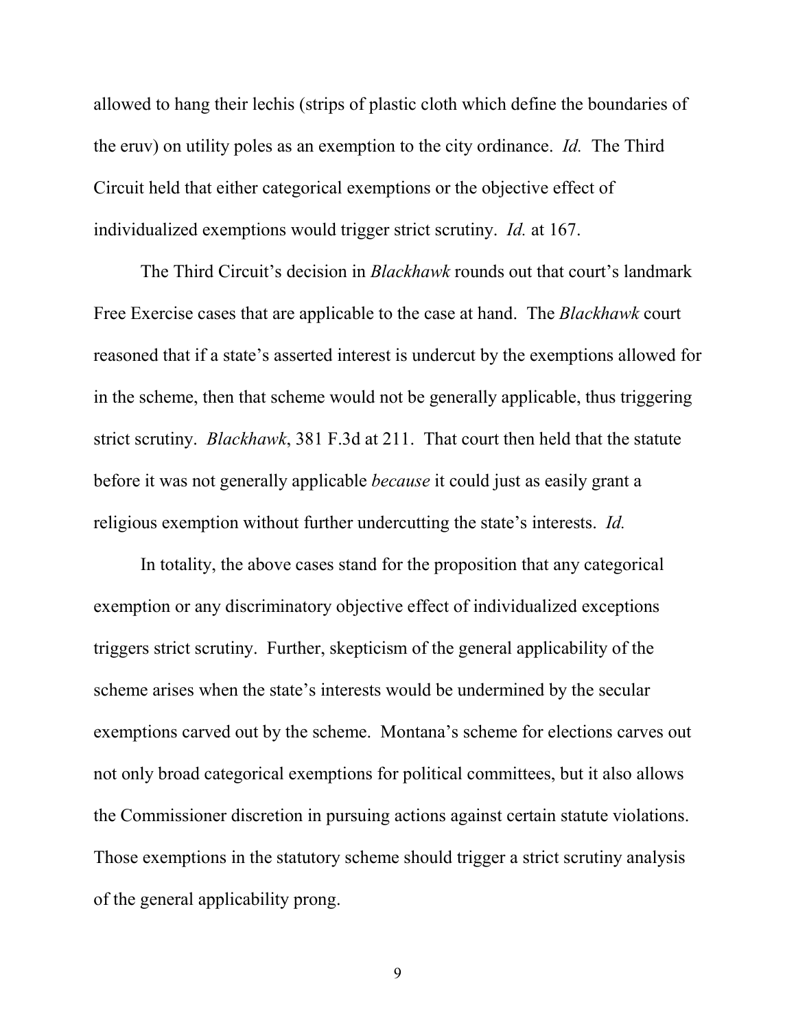allowed to hang their lechis (strips of plastic cloth which define the boundaries of the eruv) on utility poles as an exemption to the city ordinance. *Id.* The Third Circuit held that either categorical exemptions or the objective effect of individualized exemptions would trigger strict scrutiny. *Id.* at 167.

The Third Circuit's decision in *Blackhawk* rounds out that court's landmark Free Exercise cases that are applicable to the case at hand. The *Blackhawk* court reasoned that if a state's asserted interest is undercut by the exemptions allowed for in the scheme, then that scheme would not be generally applicable, thus triggering strict scrutiny. *Blackhawk*, 381 F.3d at 211. That court then held that the statute before it was not generally applicable *because* it could just as easily grant a religious exemption without further undercutting the state's interests. *Id.*

In totality, the above cases stand for the proposition that any categorical exemption or any discriminatory objective effect of individualized exceptions triggers strict scrutiny. Further, skepticism of the general applicability of the scheme arises when the state's interests would be undermined by the secular exemptions carved out by the scheme. Montana's scheme for elections carves out not only broad categorical exemptions for political committees, but it also allows the Commissioner discretion in pursuing actions against certain statute violations. Those exemptions in the statutory scheme should trigger a strict scrutiny analysis of the general applicability prong.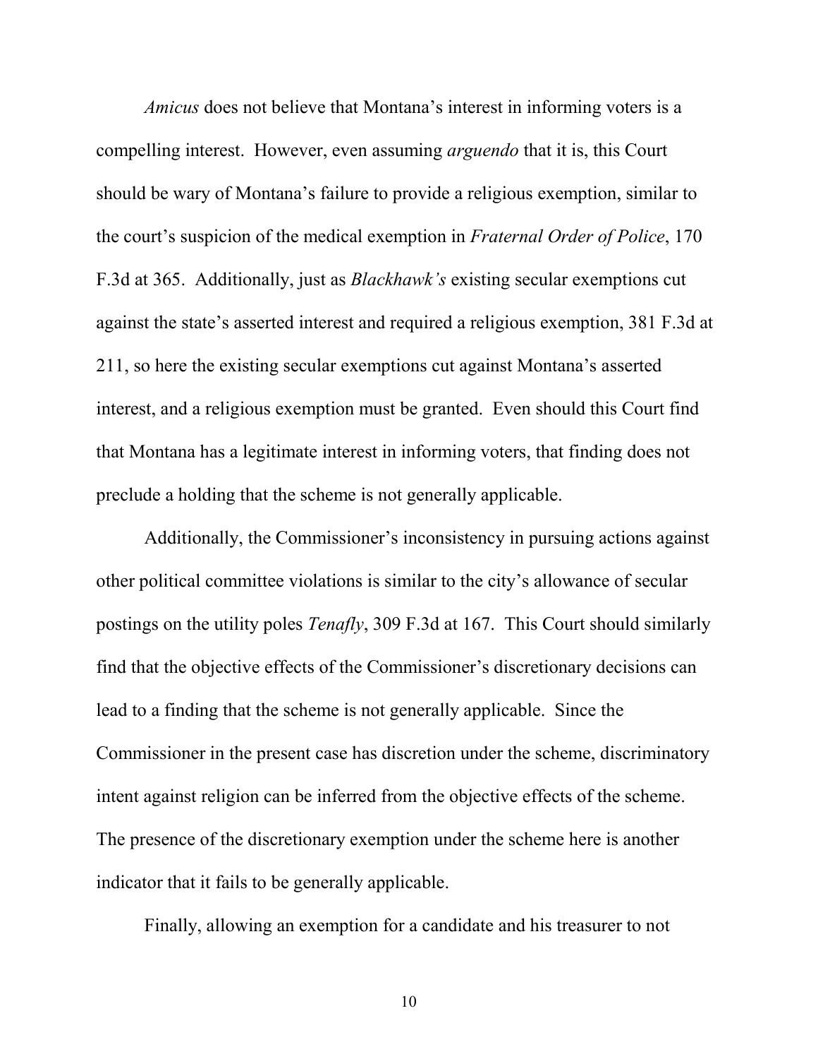*Amicus* does not believe that Montana's interest in informing voters is a compelling interest. However, even assuming *arguendo* that it is, this Court should be wary of Montana's failure to provide a religious exemption, similar to the court's suspicion of the medical exemption in *Fraternal Order of Police*, 170 F.3d at 365. Additionally, just as *Blackhawk's* existing secular exemptions cut against the state's asserted interest and required a religious exemption, 381 F.3d at 211, so here the existing secular exemptions cut against Montana's asserted interest, and a religious exemption must be granted. Even should this Court find that Montana has a legitimate interest in informing voters, that finding does not preclude a holding that the scheme is not generally applicable.

Additionally, the Commissioner's inconsistency in pursuing actions against other political committee violations is similar to the city's allowance of secular postings on the utility poles *Tenafly*, 309 F.3d at 167. This Court should similarly find that the objective effects of the Commissioner's discretionary decisions can lead to a finding that the scheme is not generally applicable. Since the Commissioner in the present case has discretion under the scheme, discriminatory intent against religion can be inferred from the objective effects of the scheme. The presence of the discretionary exemption under the scheme here is another indicator that it fails to be generally applicable.

Finally, allowing an exemption for a candidate and his treasurer to not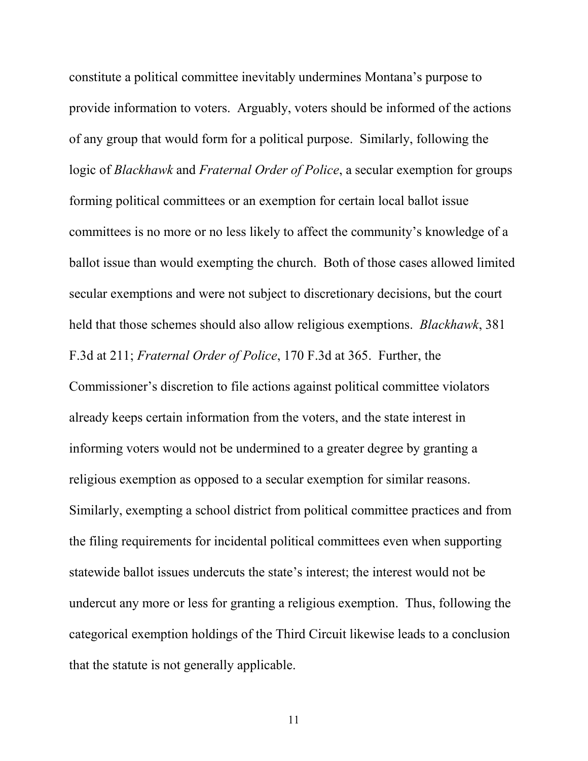constitute a political committee inevitably undermines Montana's purpose to provide information to voters. Arguably, voters should be informed of the actions of any group that would form for a political purpose. Similarly, following the logic of *Blackhawk* and *Fraternal Order of Police*, a secular exemption for groups forming political committees or an exemption for certain local ballot issue committees is no more or no less likely to affect the community's knowledge of a ballot issue than would exempting the church. Both of those cases allowed limited secular exemptions and were not subject to discretionary decisions, but the court held that those schemes should also allow religious exemptions. *Blackhawk*, 381 F.3d at 211; *Fraternal Order of Police*, 170 F.3d at 365. Further, the Commissioner's discretion to file actions against political committee violators already keeps certain information from the voters, and the state interest in informing voters would not be undermined to a greater degree by granting a religious exemption as opposed to a secular exemption for similar reasons. Similarly, exempting a school district from political committee practices and from the filing requirements for incidental political committees even when supporting statewide ballot issues undercuts the state's interest; the interest would not be undercut any more or less for granting a religious exemption. Thus, following the categorical exemption holdings of the Third Circuit likewise leads to a conclusion that the statute is not generally applicable.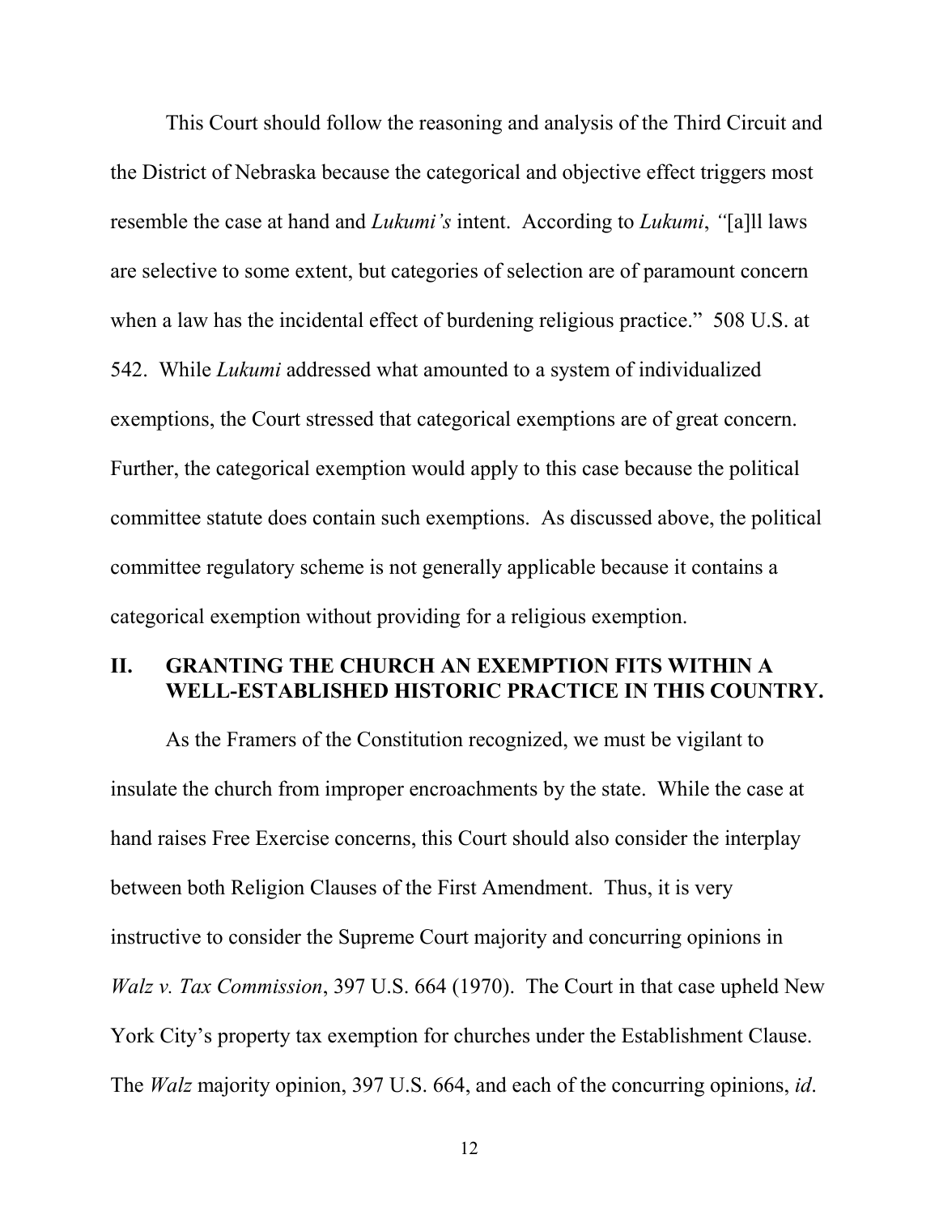This Court should follow the reasoning and analysis of the Third Circuit and the District of Nebraska because the categorical and objective effect triggers most resemble the case at hand and *Lukumi's* intent. According to *Lukumi*, "[a]ll laws are selective to some extent, but categories of selection are of paramount concern when a law has the incidental effect of burdening religious practice." 508 U.S. at 542. While *Lukumi* addressed what amounted to a system of individualized exemptions, the Court stressed that categorical exemptions are of great concern. Further, the categorical exemption would apply to this case because the political committee statute does contain such exemptions. As discussed above, the political committee regulatory scheme is not generally applicable because it contains a categorical exemption without providing for a religious exemption.

## II. GRANTING THE CHURCH AN EXEMPTION FITS WITHIN A WELL-ESTABLISHED HISTORIC PRACTICE IN THIS COUNTRY.

As the Framers of the Constitution recognized, we must be vigilant to insulate the church from improper encroachments by the state. While the case at hand raises Free Exercise concerns, this Court should also consider the interplay between both Religion Clauses of the First Amendment. Thus, it is very instructive to consider the Supreme Court majority and concurring opinions in *Walz v. Tax Commission*, 397 U.S. 664 (1970). The Court in that case upheld New York City's property tax exemption for churches under the Establishment Clause. The *Walz* majority opinion, 397 U.S. 664, and each of the concurring opinions, *id*.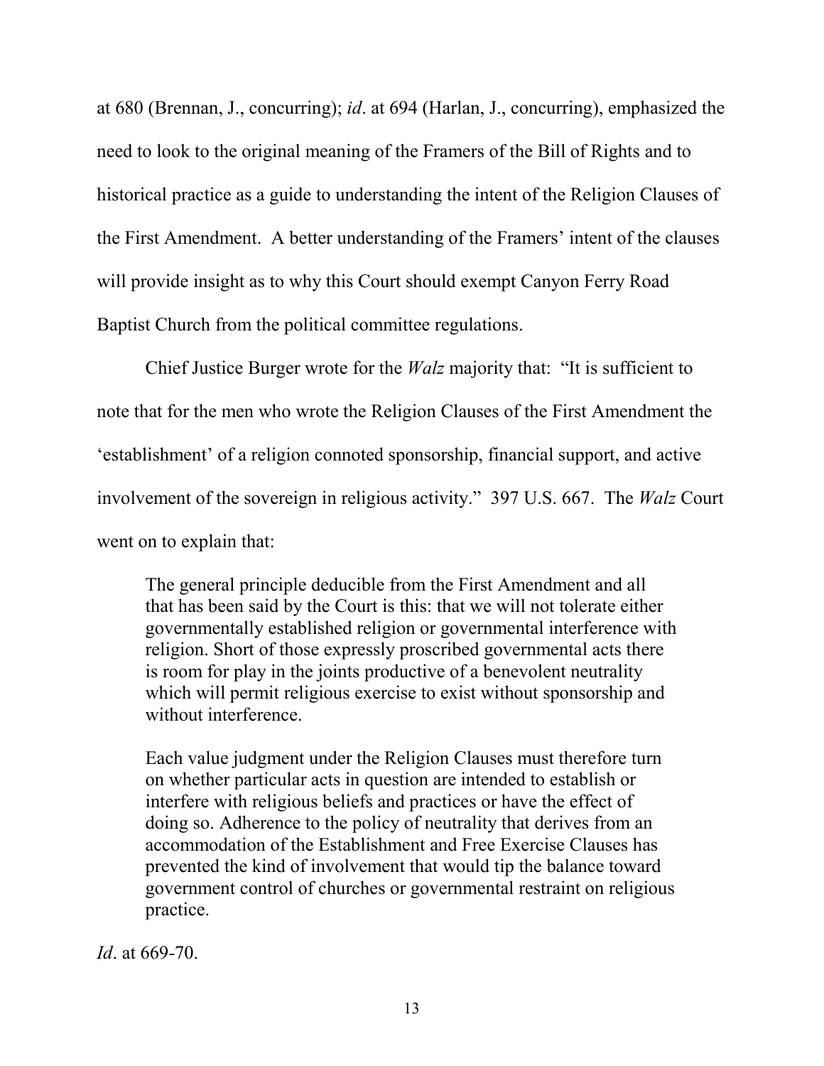at 680 (Brennan, J., concurring); *id*. at 694 (Harlan, J., concurring), emphasized the need to look to the original meaning of the Framers of the Bill of Rights and to historical practice as a guide to understanding the intent of the Religion Clauses of the First Amendment. A better understanding of the Framers' intent of the clauses will provide insight as to why this Court should exempt Canyon Ferry Road Baptist Church from the political committee regulations.

Chief Justice Burger wrote for the *Walz* majority that: "It is sufficient to note that for the men who wrote the Religion Clauses of the First Amendment the 'establishment' of a religion connoted sponsorship, financial support, and active involvement of the sovereign in religious activity." 397 U.S. 667. The *Walz* Court went on to explain that:

> The general principle deducible from the First Amendment and all that has been said by the Court is this: that we will not tolerate either governmentally established religion or governmental interference with religion. Short of those expressly proscribed governmental acts there is room for play in the joints productive of a benevolent neutrality which will permit religious exercise to exist without sponsorship and without interference.
>
> Each value judgment under the Religion Clauses must therefore turn on whether particular acts in question are intended to establish or interfere with religious beliefs and practices or have the effect of doing so. Adherence to the policy of neutrality that derives from an accommodation of the Establishment and Free Exercise Clauses has prevented the kind of involvement that would tip the balance toward government control of churches or governmental restraint on religious practice.

*Id*. at 669-70.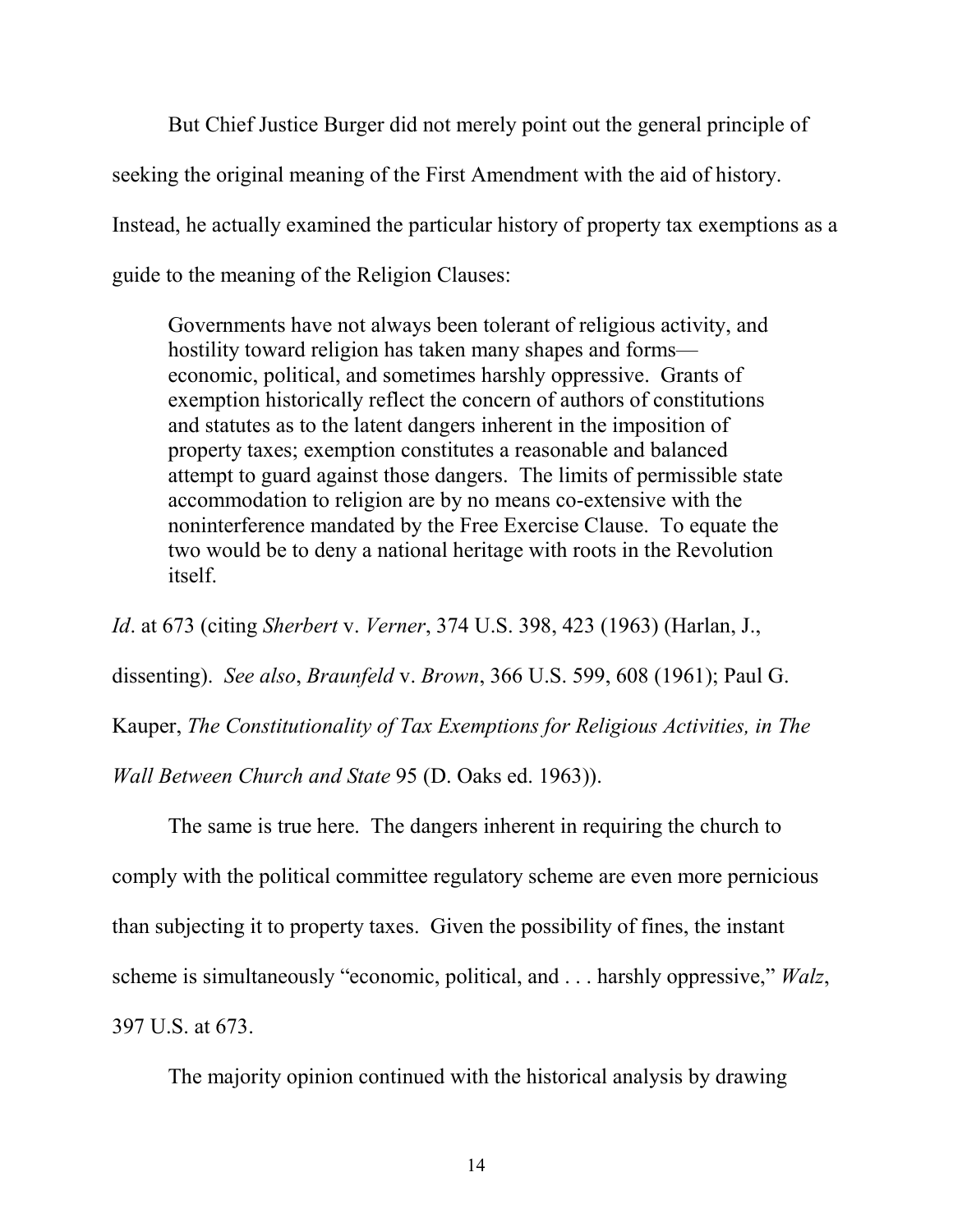But Chief Justice Burger did not merely point out the general principle of seeking the original meaning of the First Amendment with the aid of history. Instead, he actually examined the particular history of property tax exemptions as a guide to the meaning of the Religion Clauses:

> Governments have not always been tolerant of religious activity, and hostility toward religion has taken many shapes and forms—economic, political, and sometimes harshly oppressive. Grants of exemption historically reflect the concern of authors of constitutions and statutes as to the latent dangers inherent in the imposition of property taxes; exemption constitutes a reasonable and balanced attempt to guard against those dangers. The limits of permissible state accommodation to religion are by no means co-extensive with the noninterference mandated by the Free Exercise Clause. To equate the two would be to deny a national heritage with roots in the Revolution itself.

*Id*. at 673 (citing *Sherbert* v. *Verner*, 374 U.S. 398, 423 (1963) (Harlan, J., dissenting). *See also*, *Braunfeld* v. *Brown*, 366 U.S. 599, 608 (1961); Paul G. Kauper, *The Constitutionality of Tax Exemptions for Religious Activities, in The Wall Between Church and State* 95 (D. Oaks ed. 1963)).

The same is true here. The dangers inherent in requiring the church to comply with the political committee regulatory scheme are even more pernicious than subjecting it to property taxes. Given the possibility of fines, the instant scheme is simultaneously "economic, political, and . . . harshly oppressive," *Walz*, 397 U.S. at 673.

The majority opinion continued with the historical analysis by drawing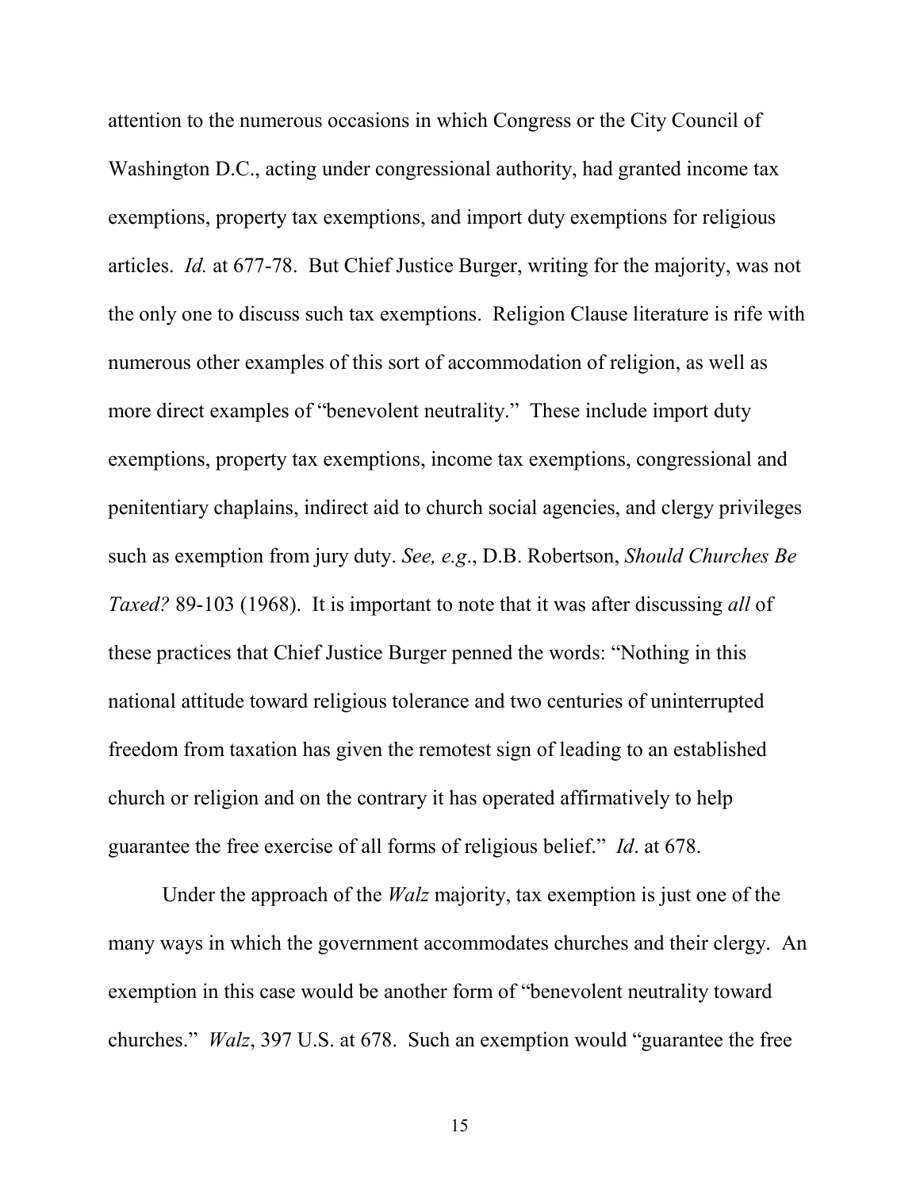attention to the numerous occasions in which Congress or the City Council of Washington D.C., acting under congressional authority, had granted income tax exemptions, property tax exemptions, and import duty exemptions for religious articles. *Id.* at 677-78. But Chief Justice Burger, writing for the majority, was not the only one to discuss such tax exemptions. Religion Clause literature is rife with numerous other examples of this sort of accommodation of religion, as well as more direct examples of "benevolent neutrality." These include import duty exemptions, property tax exemptions, income tax exemptions, congressional and penitentiary chaplains, indirect aid to church social agencies, and clergy privileges such as exemption from jury duty. *See, e.g.*, D.B. Robertson, *Should Churches Be Taxed?* 89-103 (1968). It is important to note that it was after discussing *all* of these practices that Chief Justice Burger penned the words: "Nothing in this national attitude toward religious tolerance and two centuries of uninterrupted freedom from taxation has given the remotest sign of leading to an established church or religion and on the contrary it has operated affirmatively to help guarantee the free exercise of all forms of religious belief." *Id*. at 678.

Under the approach of the *Walz* majority, tax exemption is just one of the many ways in which the government accommodates churches and their clergy. An exemption in this case would be another form of "benevolent neutrality toward churches." *Walz*, 397 U.S. at 678. Such an exemption would "guarantee the free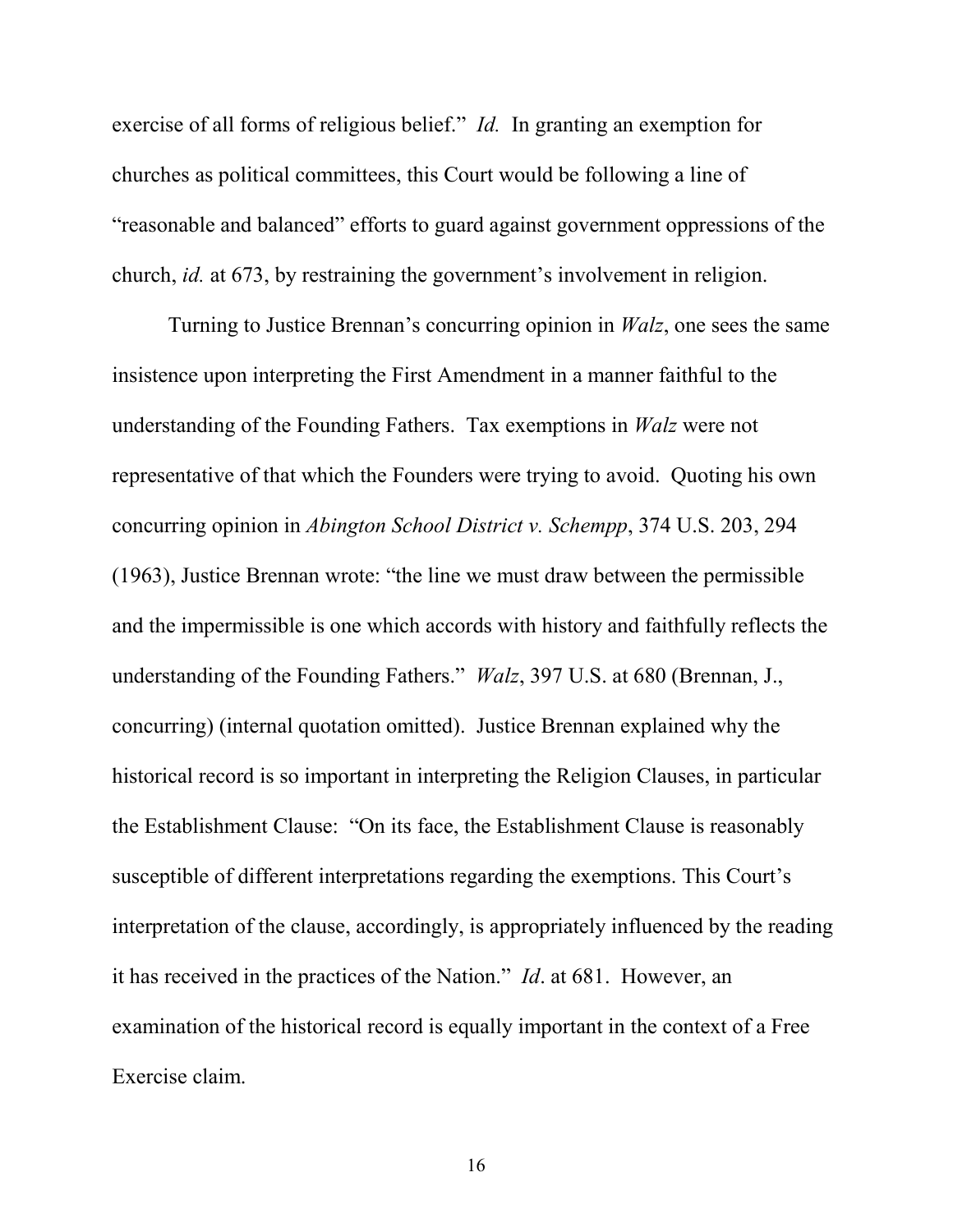exercise of all forms of religious belief." *Id.* In granting an exemption for churches as political committees, this Court would be following a line of "reasonable and balanced" efforts to guard against government oppressions of the church, *id.* at 673, by restraining the government's involvement in religion.

Turning to Justice Brennan's concurring opinion in *Walz*, one sees the same insistence upon interpreting the First Amendment in a manner faithful to the understanding of the Founding Fathers. Tax exemptions in *Walz* were not representative of that which the Founders were trying to avoid. Quoting his own concurring opinion in *Abington School District v. Schempp*, 374 U.S. 203, 294 (1963), Justice Brennan wrote: "the line we must draw between the permissible and the impermissible is one which accords with history and faithfully reflects the understanding of the Founding Fathers." *Walz*, 397 U.S. at 680 (Brennan, J., concurring) (internal quotation omitted). Justice Brennan explained why the historical record is so important in interpreting the Religion Clauses, in particular the Establishment Clause: "On its face, the Establishment Clause is reasonably susceptible of different interpretations regarding the exemptions. This Court's interpretation of the clause, accordingly, is appropriately influenced by the reading it has received in the practices of the Nation." *Id*. at 681. However, an examination of the historical record is equally important in the context of a Free Exercise claim.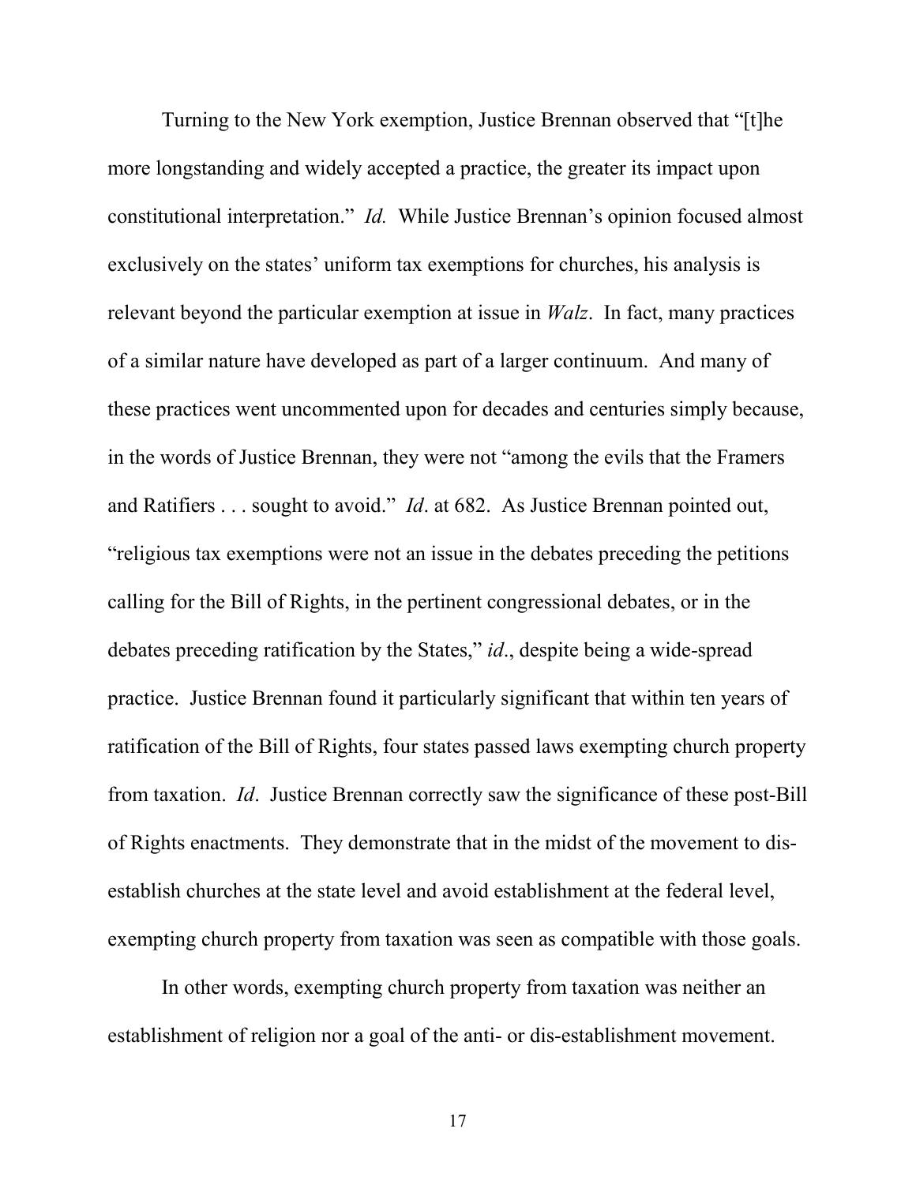Turning to the New York exemption, Justice Brennan observed that "[t]he more longstanding and widely accepted a practice, the greater its impact upon constitutional interpretation." *Id.* While Justice Brennan's opinion focused almost exclusively on the states' uniform tax exemptions for churches, his analysis is relevant beyond the particular exemption at issue in *Walz*. In fact, many practices of a similar nature have developed as part of a larger continuum. And many of these practices went uncommented upon for decades and centuries simply because, in the words of Justice Brennan, they were not "among the evils that the Framers and Ratifiers . . . sought to avoid." *Id*. at 682. As Justice Brennan pointed out, "religious tax exemptions were not an issue in the debates preceding the petitions calling for the Bill of Rights, in the pertinent congressional debates, or in the debates preceding ratification by the States," *id*., despite being a wide-spread practice. Justice Brennan found it particularly significant that within ten years of ratification of the Bill of Rights, four states passed laws exempting church property from taxation. *Id*. Justice Brennan correctly saw the significance of these post-Bill of Rights enactments. They demonstrate that in the midst of the movement to dis-establish churches at the state level and avoid establishment at the federal level, exempting church property from taxation was seen as compatible with those goals.

In other words, exempting church property from taxation was neither an establishment of religion nor a goal of the anti- or dis-establishment movement.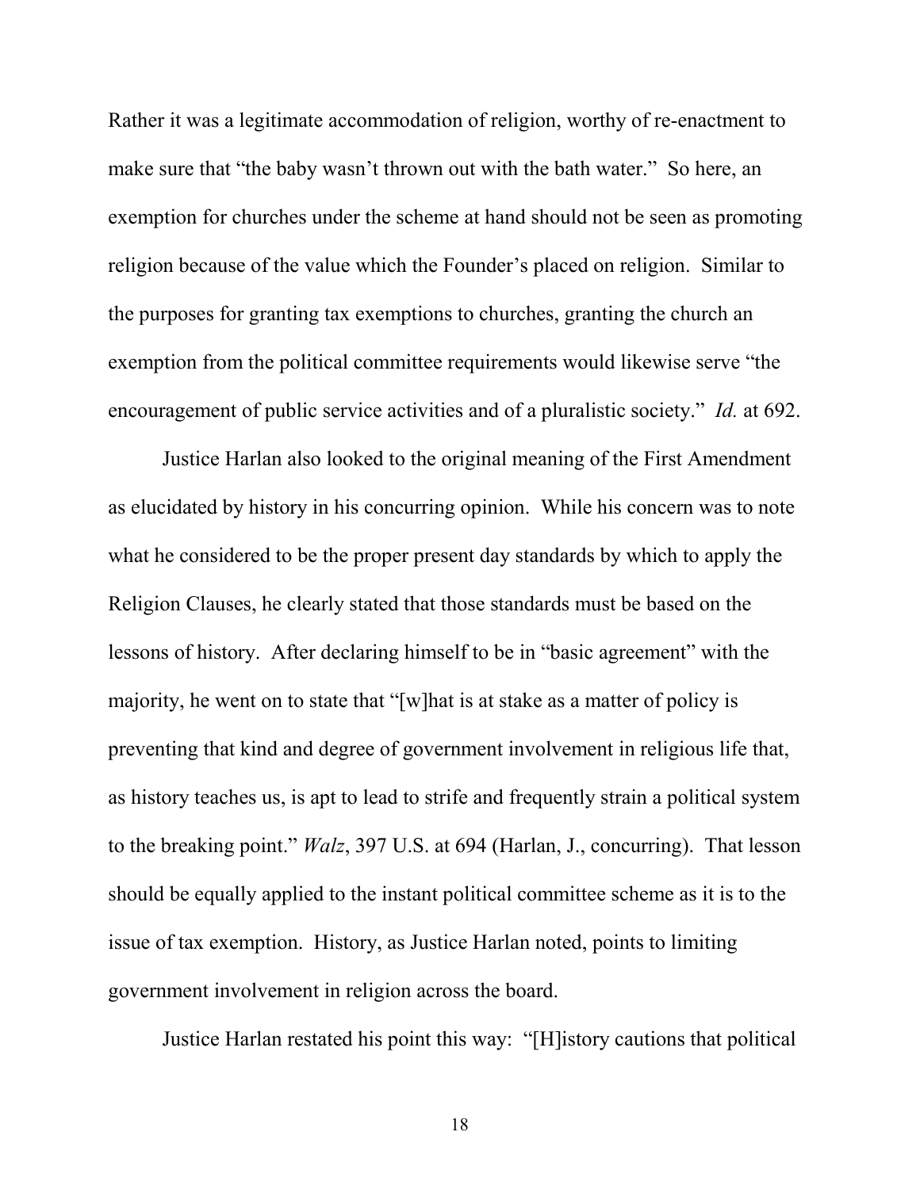Rather it was a legitimate accommodation of religion, worthy of re-enactment to make sure that "the baby wasn't thrown out with the bath water." So here, an exemption for churches under the scheme at hand should not be seen as promoting religion because of the value which the Founder's placed on religion. Similar to the purposes for granting tax exemptions to churches, granting the church an exemption from the political committee requirements would likewise serve "the encouragement of public service activities and of a pluralistic society." *Id.* at 692.

Justice Harlan also looked to the original meaning of the First Amendment as elucidated by history in his concurring opinion. While his concern was to note what he considered to be the proper present day standards by which to apply the Religion Clauses, he clearly stated that those standards must be based on the lessons of history. After declaring himself to be in "basic agreement" with the majority, he went on to state that "[w]hat is at stake as a matter of policy is preventing that kind and degree of government involvement in religious life that, as history teaches us, is apt to lead to strife and frequently strain a political system to the breaking point." *Walz*, 397 U.S. at 694 (Harlan, J., concurring). That lesson should be equally applied to the instant political committee scheme as it is to the issue of tax exemption. History, as Justice Harlan noted, points to limiting government involvement in religion across the board.

Justice Harlan restated his point this way: "[H]istory cautions that political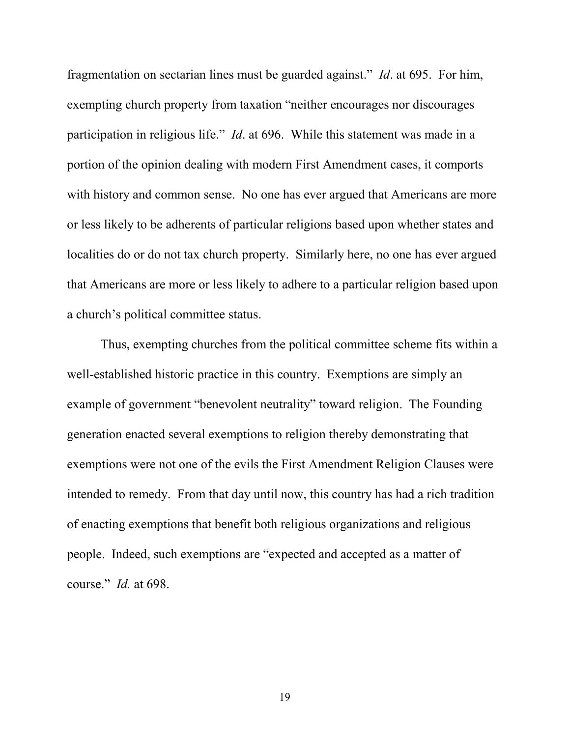fragmentation on sectarian lines must be guarded against." *Id*. at 695. For him, exempting church property from taxation "neither encourages nor discourages participation in religious life." *Id*. at 696. While this statement was made in a portion of the opinion dealing with modern First Amendment cases, it comports with history and common sense. No one has ever argued that Americans are more or less likely to be adherents of particular religions based upon whether states and localities do or do not tax church property. Similarly here, no one has ever argued that Americans are more or less likely to adhere to a particular religion based upon a church's political committee status.

Thus, exempting churches from the political committee scheme fits within a well-established historic practice in this country. Exemptions are simply an example of government "benevolent neutrality" toward religion. The Founding generation enacted several exemptions to religion thereby demonstrating that exemptions were not one of the evils the First Amendment Religion Clauses were intended to remedy. From that day until now, this country has had a rich tradition of enacting exemptions that benefit both religious organizations and religious people. Indeed, such exemptions are "expected and accepted as a matter of course." *Id.* at 698.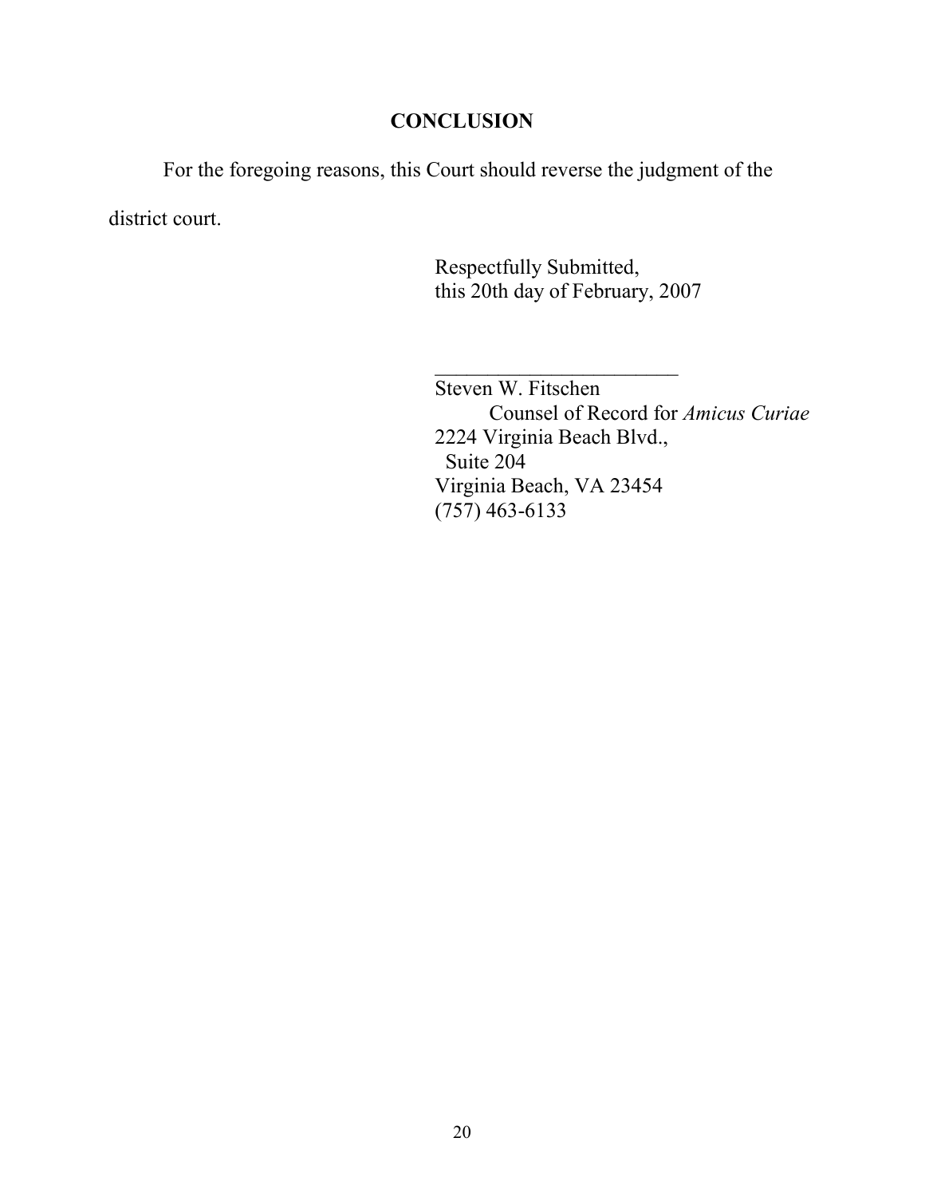## CONCLUSION

For the foregoing reasons, this Court should reverse the judgment of the district court.

Respectfully Submitted,
this 20th day of February, 2007

________________________
Steven W. Fitschen
Counsel of Record for *Amicus Curiae*
2224 Virginia Beach Blvd.,
Suite 204
Virginia Beach, VA 23454
(757) 463-6133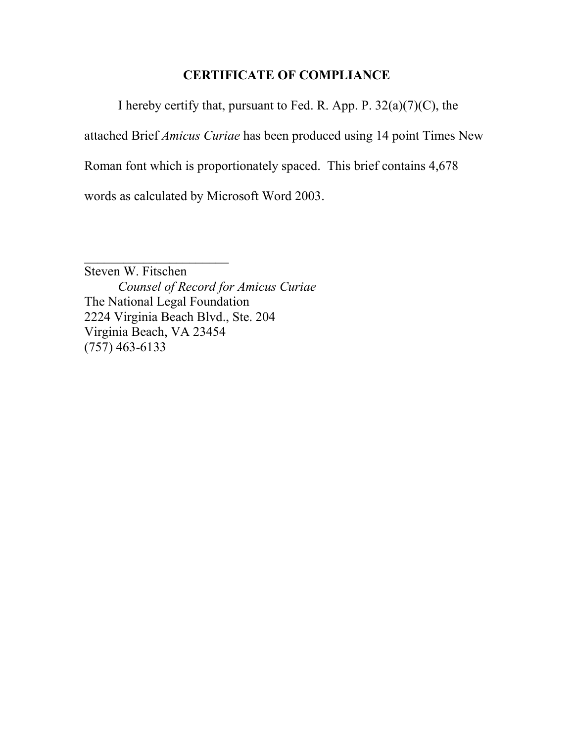## CERTIFICATE OF COMPLIANCE

I hereby certify that, pursuant to Fed. R. App. P. 32(a)(7)(C), the attached Brief *Amicus Curiae* has been produced using 14 point Times New Roman font which is proportionately spaced. This brief contains 4,678 words as calculated by Microsoft Word 2003.

_______________________
Steven W. Fitschen
*Counsel of Record for Amicus Curiae*
The National Legal Foundation
2224 Virginia Beach Blvd., Ste. 204
Virginia Beach, VA 23454
(757) 463-6133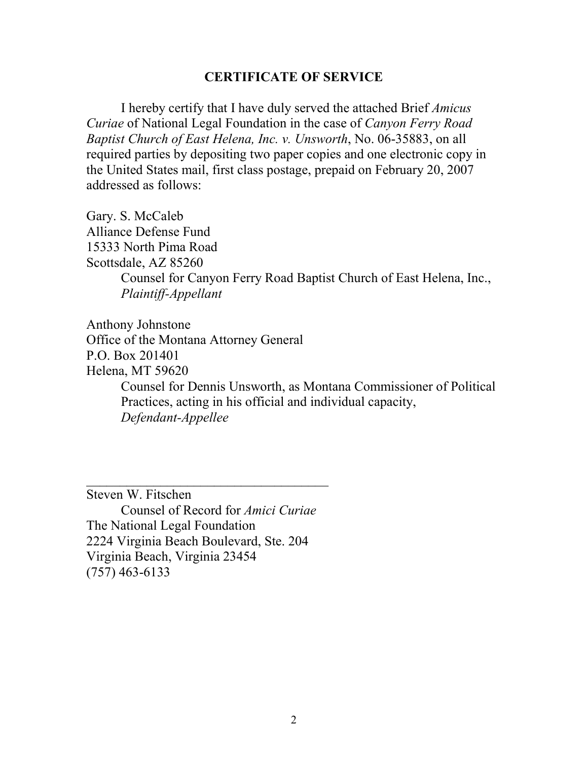## CERTIFICATE OF SERVICE

I hereby certify that I have duly served the attached Brief *Amicus Curiae* of National Legal Foundation in the case of *Canyon Ferry Road Baptist Church of East Helena, Inc. v. Unsworth*, No. 06-35883, on all required parties by depositing two paper copies and one electronic copy in the United States mail, first class postage, prepaid on February 20, 2007 addressed as follows:

Gary. S. McCaleb
Alliance Defense Fund
15333 North Pima Road
Scottsdale, AZ 85260
Counsel for Canyon Ferry Road Baptist Church of East Helena, Inc., *Plaintiff-Appellant*

Anthony Johnstone
Office of the Montana Attorney General
P.O. Box 201401
Helena, MT 59620
Counsel for Dennis Unsworth, as Montana Commissioner of Political Practices, acting in his official and individual capacity, *Defendant-Appellee*

\_\_\_\_\_\_\_\_\_\_\_\_\_\_\_\_\_\_\_\_\_\_\_\_\_\_\_\_\_\_\_\_\_\_\_\_\_\_

Steven W. Fitschen
Counsel of Record for *Amici Curiae*
The National Legal Foundation
2224 Virginia Beach Boulevard, Ste. 204
Virginia Beach, Virginia 23454
(757) 463-6133